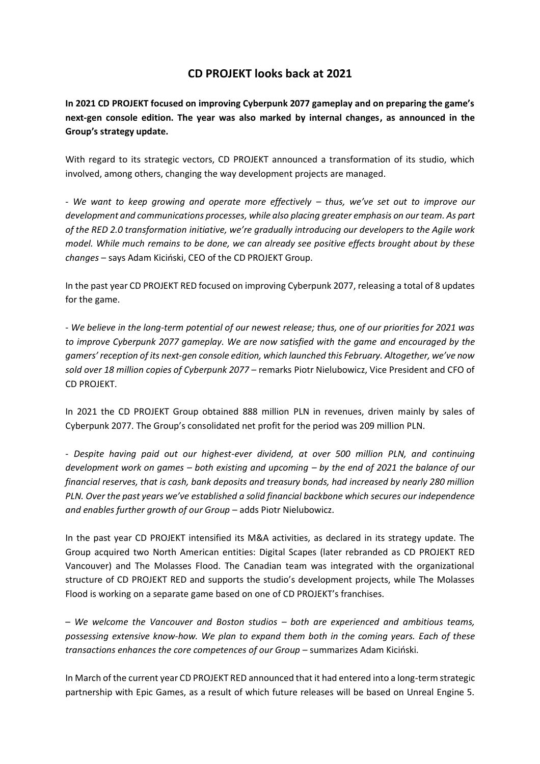# CD PROJEKT looks back at 2021

**In 2021 CD PROJEKT focused on improving Cyberpunk 2077 gameplay and on preparing the game's next-gen console edition. The year was also marked by internal changes, as announced in the Group's strategy update.**

With regard to its strategic vectors, CD PROJEKT announced a transformation of its studio, which involved, among others, changing the way development projects are managed.

- *We want to keep growing and operate more effectively – thus, we've set out to improve our development and communications processes, while also placing greater emphasis on our team. As part of the RED 2.0 transformation initiative, we're gradually introducing our developers to the Agile work model. While much remains to be done, we can already see positive effects brought about by these changes* – says Adam Kiciński, CEO of the CD PROJEKT Group.

In the past year CD PROJEKT RED focused on improving Cyberpunk 2077, releasing a total of 8 updates for the game.

- *We believe in the long-term potential of our newest release; thus, one of our priorities for 2021 was to improve Cyberpunk 2077 gameplay. We are now satisfied with the game and encouraged by the gamers' reception of its next-gen console edition, which launched this February. Altogether, we've now sold over 18 million copies of Cyberpunk 2077* – remarks Piotr Nielubowicz, Vice President and CFO of CD PROJEKT.

In 2021 the CD PROJEKT Group obtained 888 million PLN in revenues, driven mainly by sales of Cyberpunk 2077. The Group's consolidated net profit for the period was 209 million PLN.

- *Despite having paid out our highest-ever dividend, at over 500 million PLN, and continuing development work on games – both existing and upcoming – by the end of 2021 the balance of our financial reserves, that is cash, bank deposits and treasury bonds, had increased by nearly 280 million PLN. Over the past years we've established a solid financial backbone which secures our independence and enables further growth of our Group* – adds Piotr Nielubowicz.

In the past year CD PROJEKT intensified its M&A activities, as declared in its strategy update. The Group acquired two North American entities: Digital Scapes (later rebranded as CD PROJEKT RED Vancouver) and The Molasses Flood. The Canadian team was integrated with the organizational structure of CD PROJEKT RED and supports the studio's development projects, while The Molasses Flood is working on a separate game based on one of CD PROJEKT's franchises.

– *We welcome the Vancouver and Boston studios – both are experienced and ambitious teams, possessing extensive know-how. We plan to expand them both in the coming years. Each of these transactions enhances the core competences of our Group* – summarizes Adam Kiciński.

In March of the current year CD PROJEKT RED announced that it had entered into a long-term strategic partnership with Epic Games, as a result of which future releases will be based on Unreal Engine 5.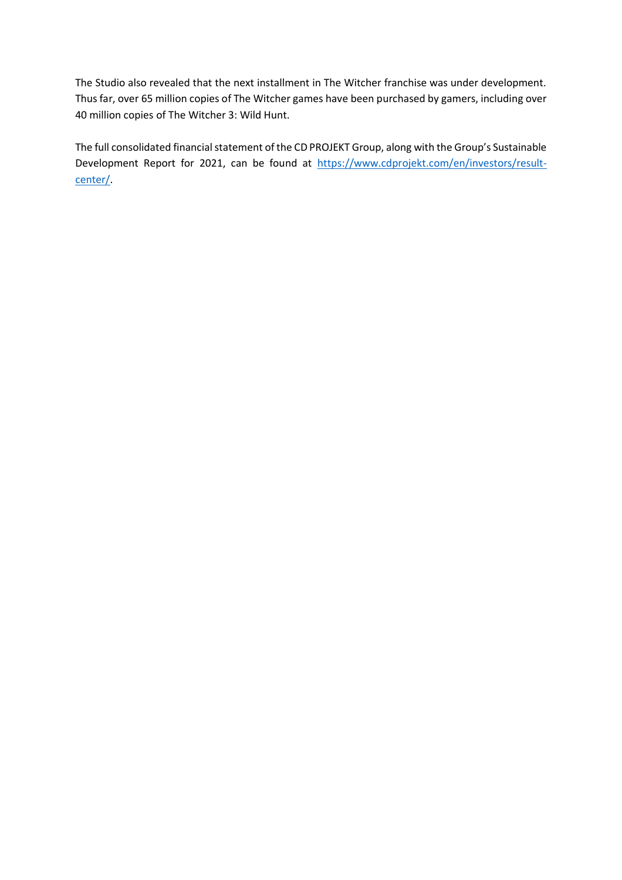The Studio also revealed that the next installment in The Witcher franchise was under development. Thus far, over 65 million copies of The Witcher games have been purchased by gamers, including over 40 million copies of The Witcher 3: Wild Hunt.

The full consolidated financial statement of the CD PROJEKT Group, along with the Group's Sustainable Development Report for 2021, can be found at [https://www.cdprojekt.com/en/investors/result-center/](https://www.cdprojekt.com/en/investors/result-center/).